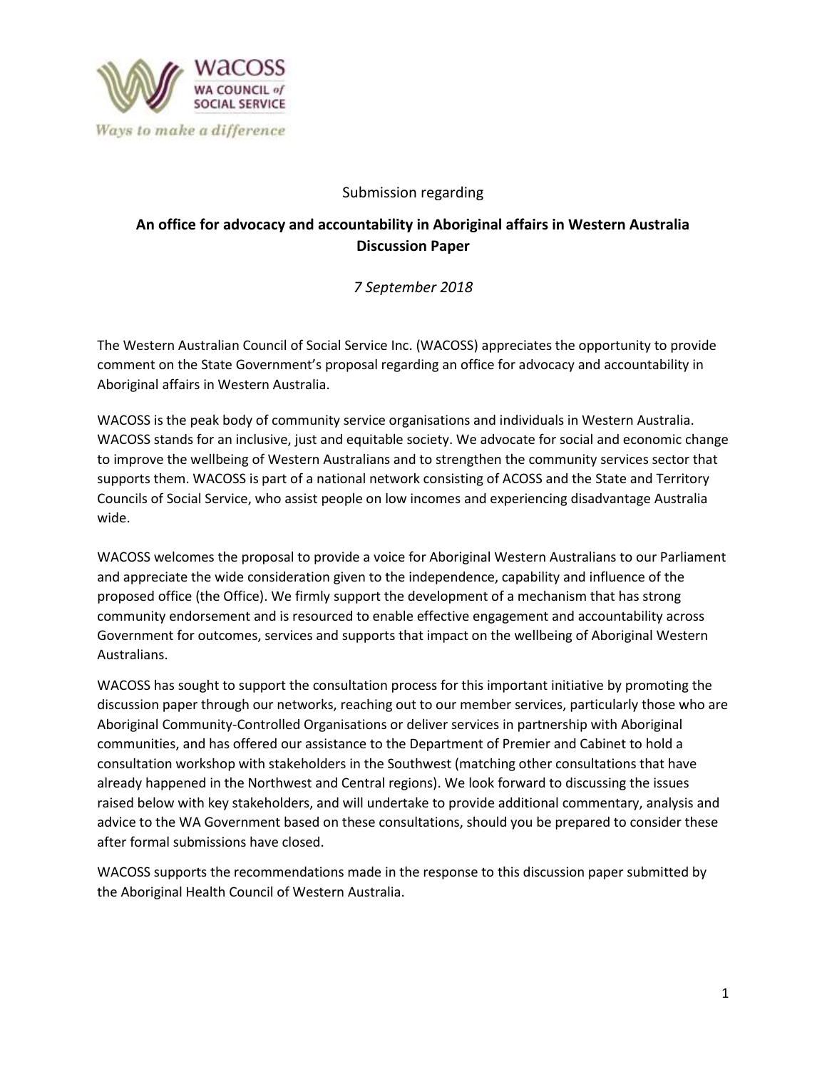WACOSS
WA COUNCIL *of* SOCIAL SERVICE

*Ways to make a difference*

Submission regarding

**An office for advocacy and accountability in Aboriginal affairs in Western Australia Discussion Paper**

*7 September 2018*

The Western Australian Council of Social Service Inc. (WACOSS) appreciates the opportunity to provide comment on the State Government's proposal regarding an office for advocacy and accountability in Aboriginal affairs in Western Australia.

WACOSS is the peak body of community service organisations and individuals in Western Australia. WACOSS stands for an inclusive, just and equitable society. We advocate for social and economic change to improve the wellbeing of Western Australians and to strengthen the community services sector that supports them. WACOSS is part of a national network consisting of ACOSS and the State and Territory Councils of Social Service, who assist people on low incomes and experiencing disadvantage Australia wide.

WACOSS welcomes the proposal to provide a voice for Aboriginal Western Australians to our Parliament and appreciate the wide consideration given to the independence, capability and influence of the proposed office (the Office). We firmly support the development of a mechanism that has strong community endorsement and is resourced to enable effective engagement and accountability across Government for outcomes, services and supports that impact on the wellbeing of Aboriginal Western Australians.

WACOSS has sought to support the consultation process for this important initiative by promoting the discussion paper through our networks, reaching out to our member services, particularly those who are Aboriginal Community-Controlled Organisations or deliver services in partnership with Aboriginal communities, and has offered our assistance to the Department of Premier and Cabinet to hold a consultation workshop with stakeholders in the Southwest (matching other consultations that have already happened in the Northwest and Central regions). We look forward to discussing the issues raised below with key stakeholders, and will undertake to provide additional commentary, analysis and advice to the WA Government based on these consultations, should you be prepared to consider these after formal submissions have closed.

WACOSS supports the recommendations made in the response to this discussion paper submitted by the Aboriginal Health Council of Western Australia.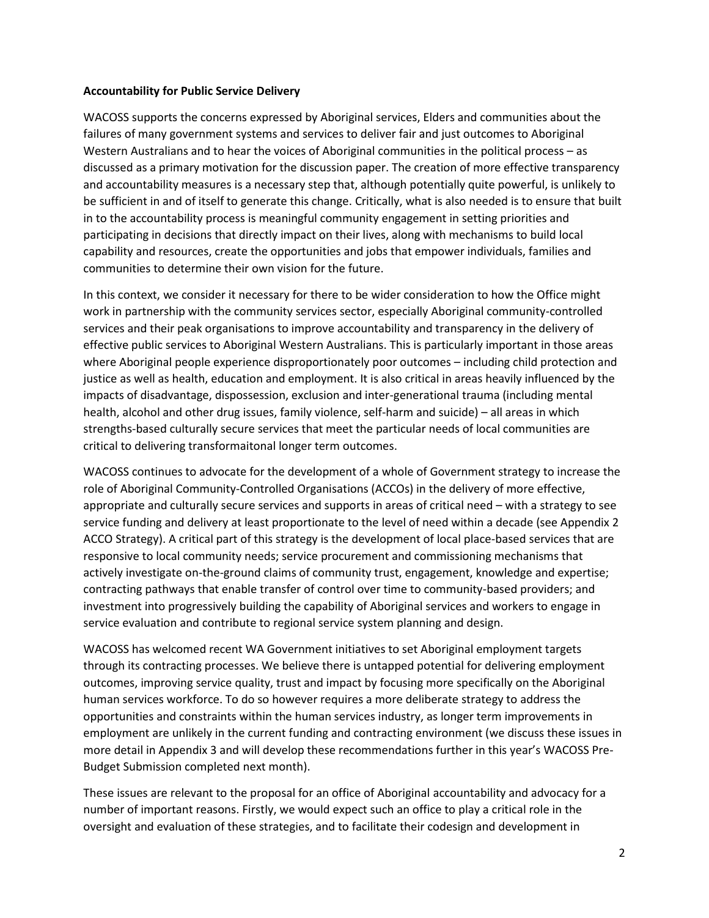**Accountability for Public Service Delivery**

WACOSS supports the concerns expressed by Aboriginal services, Elders and communities about the failures of many government systems and services to deliver fair and just outcomes to Aboriginal Western Australians and to hear the voices of Aboriginal communities in the political process – as discussed as a primary motivation for the discussion paper. The creation of more effective transparency and accountability measures is a necessary step that, although potentially quite powerful, is unlikely to be sufficient in and of itself to generate this change. Critically, what is also needed is to ensure that built in to the accountability process is meaningful community engagement in setting priorities and participating in decisions that directly impact on their lives, along with mechanisms to build local capability and resources, create the opportunities and jobs that empower individuals, families and communities to determine their own vision for the future.

In this context, we consider it necessary for there to be wider consideration to how the Office might work in partnership with the community services sector, especially Aboriginal community-controlled services and their peak organisations to improve accountability and transparency in the delivery of effective public services to Aboriginal Western Australians. This is particularly important in those areas where Aboriginal people experience disproportionately poor outcomes – including child protection and justice as well as health, education and employment. It is also critical in areas heavily influenced by the impacts of disadvantage, dispossession, exclusion and inter-generational trauma (including mental health, alcohol and other drug issues, family violence, self-harm and suicide) – all areas in which strengths-based culturally secure services that meet the particular needs of local communities are critical to delivering transformaitonal longer term outcomes.

WACOSS continues to advocate for the development of a whole of Government strategy to increase the role of Aboriginal Community-Controlled Organisations (ACCOs) in the delivery of more effective, appropriate and culturally secure services and supports in areas of critical need – with a strategy to see service funding and delivery at least proportionate to the level of need within a decade (see Appendix 2 ACCO Strategy). A critical part of this strategy is the development of local place-based services that are responsive to local community needs; service procurement and commissioning mechanisms that actively investigate on-the-ground claims of community trust, engagement, knowledge and expertise; contracting pathways that enable transfer of control over time to community-based providers; and investment into progressively building the capability of Aboriginal services and workers to engage in service evaluation and contribute to regional service system planning and design.

WACOSS has welcomed recent WA Government initiatives to set Aboriginal employment targets through its contracting processes. We believe there is untapped potential for delivering employment outcomes, improving service quality, trust and impact by focusing more specifically on the Aboriginal human services workforce. To do so however requires a more deliberate strategy to address the opportunities and constraints within the human services industry, as longer term improvements in employment are unlikely in the current funding and contracting environment (we discuss these issues in more detail in Appendix 3 and will develop these recommendations further in this year's WACOSS Pre-Budget Submission completed next month).

These issues are relevant to the proposal for an office of Aboriginal accountability and advocacy for a number of important reasons. Firstly, we would expect such an office to play a critical role in the oversight and evaluation of these strategies, and to facilitate their codesign and development in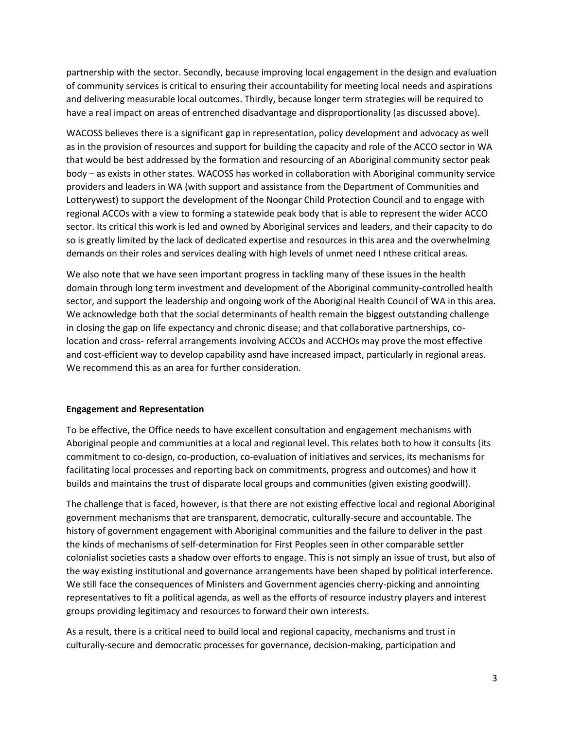partnership with the sector. Secondly, because improving local engagement in the design and evaluation of community services is critical to ensuring their accountability for meeting local needs and aspirations and delivering measurable local outcomes. Thirdly, because longer term strategies will be required to have a real impact on areas of entrenched disadvantage and disproportionality (as discussed above).

WACOSS believes there is a significant gap in representation, policy development and advocacy as well as in the provision of resources and support for building the capacity and role of the ACCO sector in WA that would be best addressed by the formation and resourcing of an Aboriginal community sector peak body – as exists in other states. WACOSS has worked in collaboration with Aboriginal community service providers and leaders in WA (with support and assistance from the Department of Communities and Lotterywest) to support the development of the Noongar Child Protection Council and to engage with regional ACCOs with a view to forming a statewide peak body that is able to represent the wider ACCO sector. Its critical this work is led and owned by Aboriginal services and leaders, and their capacity to do so is greatly limited by the lack of dedicated expertise and resources in this area and the overwhelming demands on their roles and services dealing with high levels of unmet need I nthese critical areas.

We also note that we have seen important progress in tackling many of these issues in the health domain through long term investment and development of the Aboriginal community-controlled health sector, and support the leadership and ongoing work of the Aboriginal Health Council of WA in this area. We acknowledge both that the social determinants of health remain the biggest outstanding challenge in closing the gap on life expectancy and chronic disease; and that collaborative partnerships, co-location and cross- referral arrangements involving ACCOs and ACCHOs may prove the most effective and cost-efficient way to develop capability asnd have increased impact, particularly in regional areas. We recommend this as an area for further consideration.

**Engagement and Representation**

To be effective, the Office needs to have excellent consultation and engagement mechanisms with Aboriginal people and communities at a local and regional level. This relates both to how it consults (its commitment to co-design, co-production, co-evaluation of initiatives and services, its mechanisms for facilitating local processes and reporting back on commitments, progress and outcomes) and how it builds and maintains the trust of disparate local groups and communities (given existing goodwill).

The challenge that is faced, however, is that there are not existing effective local and regional Aboriginal government mechanisms that are transparent, democratic, culturally-secure and accountable. The history of government engagement with Aboriginal communities and the failure to deliver in the past the kinds of mechanisms of self-determination for First Peoples seen in other comparable settler colonialist societies casts a shadow over efforts to engage. This is not simply an issue of trust, but also of the way existing institutional and governance arrangements have been shaped by political interference. We still face the consequences of Ministers and Government agencies cherry-picking and annointing representatives to fit a political agenda, as well as the efforts of resource industry players and interest groups providing legitimacy and resources to forward their own interests.

As a result, there is a critical need to build local and regional capacity, mechanisms and trust in culturally-secure and democratic processes for governance, decision-making, participation and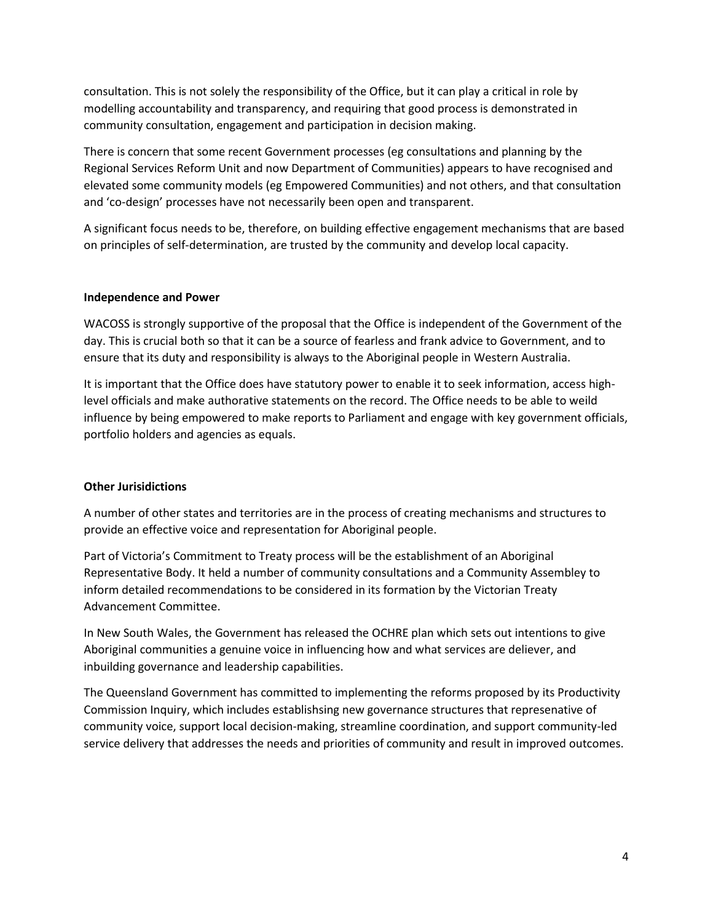consultation. This is not solely the responsibility of the Office, but it can play a critical in role by modelling accountability and transparency, and requiring that good process is demonstrated in community consultation, engagement and participation in decision making.

There is concern that some recent Government processes (eg consultations and planning by the Regional Services Reform Unit and now Department of Communities) appears to have recognised and elevated some community models (eg Empowered Communities) and not others, and that consultation and 'co-design' processes have not necessarily been open and transparent.

A significant focus needs to be, therefore, on building effective engagement mechanisms that are based on principles of self-determination, are trusted by the community and develop local capacity.

**Independence and Power**

WACOSS is strongly supportive of the proposal that the Office is independent of the Government of the day. This is crucial both so that it can be a source of fearless and frank advice to Government, and to ensure that its duty and responsibility is always to the Aboriginal people in Western Australia.

It is important that the Office does have statutory power to enable it to seek information, access high-level officials and make authorative statements on the record. The Office needs to be able to weild influence by being empowered to make reports to Parliament and engage with key government officials, portfolio holders and agencies as equals.

**Other Jurisidictions**

A number of other states and territories are in the process of creating mechanisms and structures to provide an effective voice and representation for Aboriginal people.

Part of Victoria's Commitment to Treaty process will be the establishment of an Aboriginal Representative Body. It held a number of community consultations and a Community Assembley to inform detailed recommendations to be considered in its formation by the Victorian Treaty Advancement Committee.

In New South Wales, the Government has released the OCHRE plan which sets out intentions to give Aboriginal communities a genuine voice in influencing how and what services are deliever, and inbuilding governance and leadership capabilities.

The Queensland Government has committed to implementing the reforms proposed by its Productivity Commission Inquiry, which includes establishsing new governance structures that represenative of community voice, support local decision-making, streamline coordination, and support community-led service delivery that addresses the needs and priorities of community and result in improved outcomes.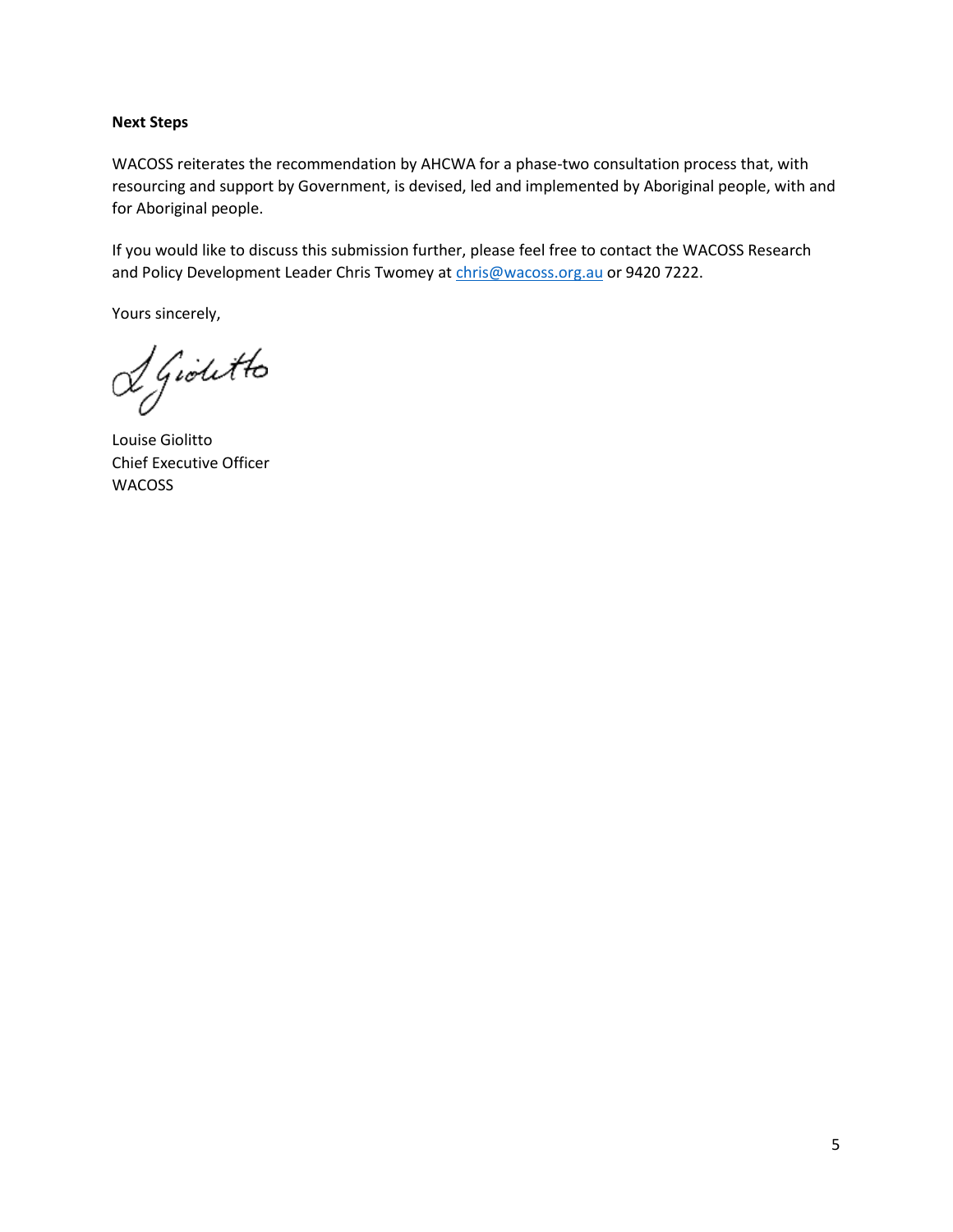**Next Steps**

WACOSS reiterates the recommendation by AHCWA for a phase-two consultation process that, with resourcing and support by Government, is devised, led and implemented by Aboriginal people, with and for Aboriginal people.

If you would like to discuss this submission further, please feel free to contact the WACOSS Research and Policy Development Leader Chris Twomey at chris@wacoss.org.au or 9420 7222.

Yours sincerely,

Louise Giolitto
Chief Executive Officer
WACOSS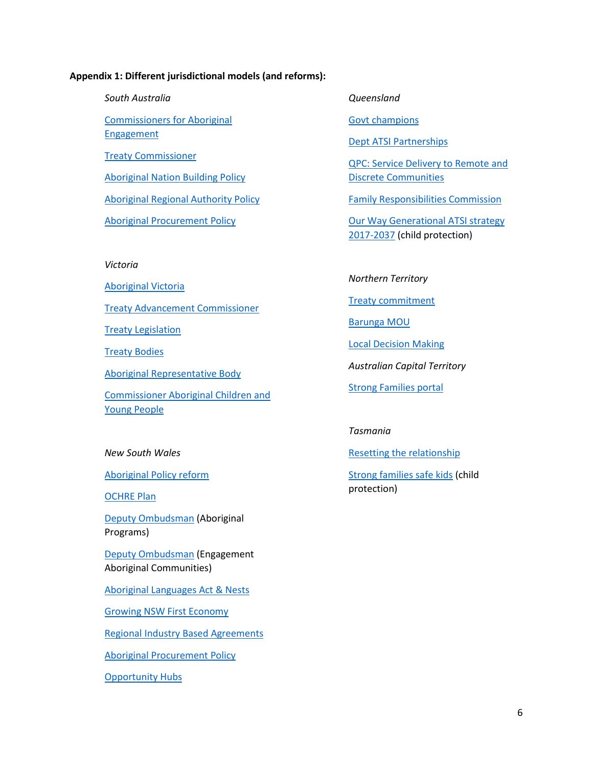**Appendix 1: Different jurisdictional models (and reforms):**

*South Australia*

Commissioners for Aboriginal Engagement

Treaty Commissioner

Aboriginal Nation Building Policy

Aboriginal Regional Authority Policy

Aboriginal Procurement Policy

*Victoria*

Aboriginal Victoria

Treaty Advancement Commissioner

Treaty Legislation

Treaty Bodies

Aboriginal Representative Body

Commissioner Aboriginal Children and Young People

*New South Wales*

Aboriginal Policy reform

OCHRE Plan

Deputy Ombudsman (Aboriginal Programs)

Deputy Ombudsman (Engagement Aboriginal Communities)

Aboriginal Languages Act & Nests

Growing NSW First Economy

Regional Industry Based Agreements

Aboriginal Procurement Policy

Opportunity Hubs

*Queensland*

Govt champions

Dept ATSI Partnerships

QPC: Service Delivery to Remote and Discrete Communities

Family Responsibilities Commission

Our Way Generational ATSI strategy 2017-2037 (child protection)

*Northern Territory*

Treaty commitment

Barunga MOU

Local Decision Making

*Australian Capital Territory*

Strong Families portal

*Tasmania*

Resetting the relationship

Strong families safe kids (child protection)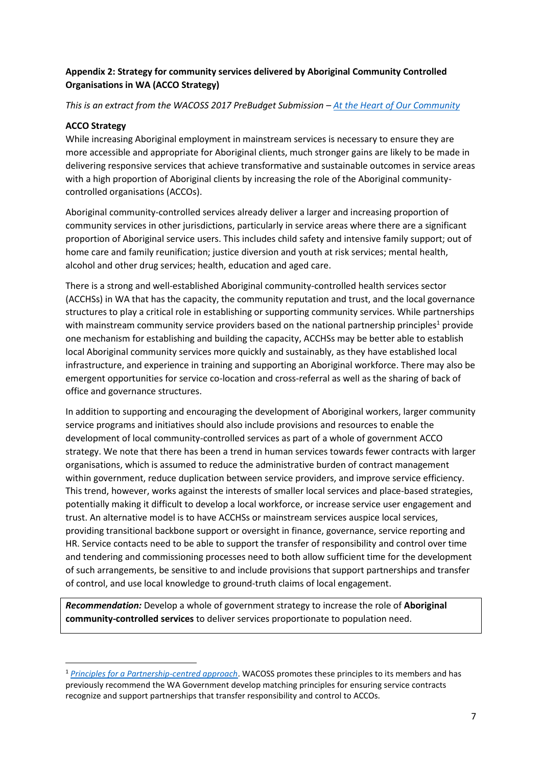**Appendix 2: Strategy for community services delivered by Aboriginal Community Controlled Organisations in WA (ACCO Strategy)**

*This is an extract from the WACOSS 2017 PreBudget Submission – [At the Heart of Our Community](At the Heart of Our Community)*

**ACCO Strategy**

While increasing Aboriginal employment in mainstream services is necessary to ensure they are more accessible and appropriate for Aboriginal clients, much stronger gains are likely to be made in delivering responsive services that achieve transformative and sustainable outcomes in service areas with a high proportion of Aboriginal clients by increasing the role of the Aboriginal community-controlled organisations (ACCOs).

Aboriginal community-controlled services already deliver a larger and increasing proportion of community services in other jurisdictions, particularly in service areas where there are a significant proportion of Aboriginal service users. This includes child safety and intensive family support; out of home care and family reunification; justice diversion and youth at risk services; mental health, alcohol and other drug services; health, education and aged care.

There is a strong and well-established Aboriginal community-controlled health services sector (ACCHSs) in WA that has the capacity, the community reputation and trust, and the local governance structures to play a critical role in establishing or supporting community services. While partnerships with mainstream community service providers based on the national partnership principles[1] provide one mechanism for establishing and building the capacity, ACCHSs may be better able to establish local Aboriginal community services more quickly and sustainably, as they have established local infrastructure, and experience in training and supporting an Aboriginal workforce. There may also be emergent opportunities for service co-location and cross-referral as well as the sharing of back of office and governance structures.

In addition to supporting and encouraging the development of Aboriginal workers, larger community service programs and initiatives should also include provisions and resources to enable the development of local community-controlled services as part of a whole of government ACCO strategy. We note that there has been a trend in human services towards fewer contracts with larger organisations, which is assumed to reduce the administrative burden of contract management within government, reduce duplication between service providers, and improve service efficiency. This trend, however, works against the interests of smaller local services and place-based strategies, potentially making it difficult to develop a local workforce, or increase service user engagement and trust. An alternative model is to have ACCHSs or mainstream services auspice local services, providing transitional backbone support or oversight in finance, governance, service reporting and HR. Service contacts need to be able to support the transfer of responsibility and control over time and tendering and commissioning processes need to both allow sufficient time for the development of such arrangements, be sensitive to and include provisions that support partnerships and transfer of control, and use local knowledge to ground-truth claims of local engagement.

> ***Recommendation:*** Develop a whole of government strategy to increase the role of **Aboriginal community-controlled services** to deliver services proportionate to population need.

---

[1] *Principles for a Partnership-centred approach*. WACOSS promotes these principles to its members and has previously recommend the WA Government develop matching principles for ensuring service contracts recognize and support partnerships that transfer responsibility and control to ACCOs.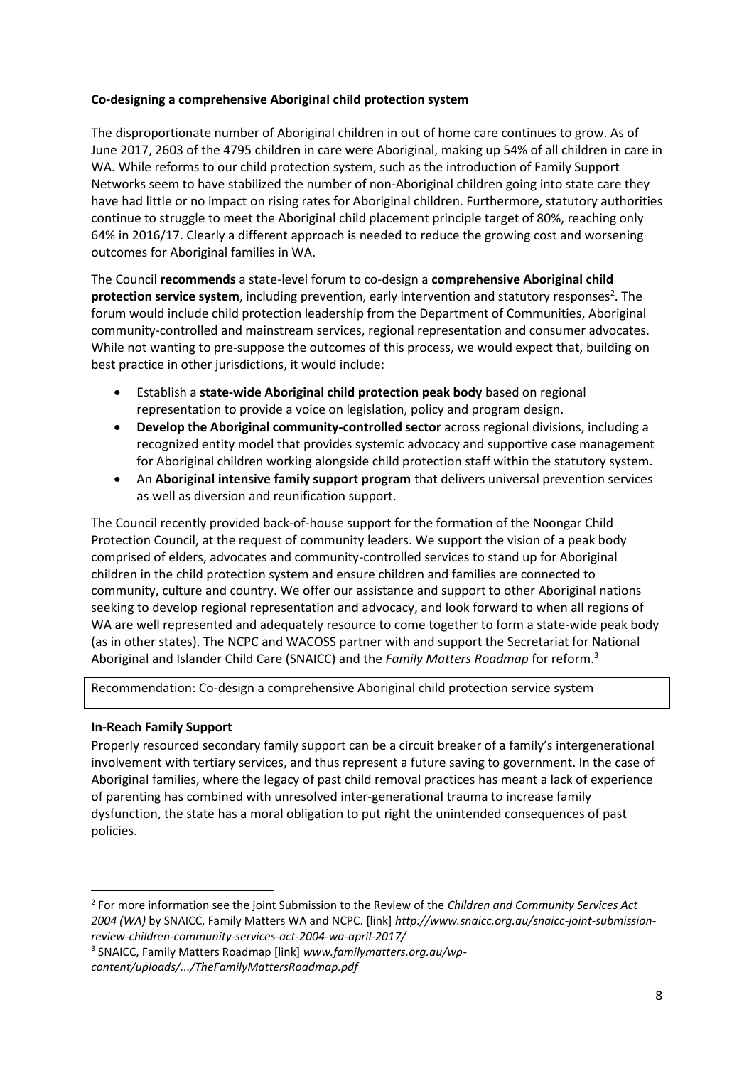**Co-designing a comprehensive Aboriginal child protection system**

The disproportionate number of Aboriginal children in out of home care continues to grow. As of June 2017, 2603 of the 4795 children in care were Aboriginal, making up 54% of all children in care in WA. While reforms to our child protection system, such as the introduction of Family Support Networks seem to have stabilized the number of non-Aboriginal children going into state care they have had little or no impact on rising rates for Aboriginal children. Furthermore, statutory authorities continue to struggle to meet the Aboriginal child placement principle target of 80%, reaching only 64% in 2016/17. Clearly a different approach is needed to reduce the growing cost and worsening outcomes for Aboriginal families in WA.

The Council **recommends** a state-level forum to co-design a **comprehensive Aboriginal child protection service system**, including prevention, early intervention and statutory responses[2]. The forum would include child protection leadership from the Department of Communities, Aboriginal community-controlled and mainstream services, regional representation and consumer advocates. While not wanting to pre-suppose the outcomes of this process, we would expect that, building on best practice in other jurisdictions, it would include:

- Establish a **state-wide Aboriginal child protection peak body** based on regional representation to provide a voice on legislation, policy and program design.
- **Develop the Aboriginal community-controlled sector** across regional divisions, including a recognized entity model that provides systemic advocacy and supportive case management for Aboriginal children working alongside child protection staff within the statutory system.
- An **Aboriginal intensive family support program** that delivers universal prevention services as well as diversion and reunification support.

The Council recently provided back-of-house support for the formation of the Noongar Child Protection Council, at the request of community leaders. We support the vision of a peak body comprised of elders, advocates and community-controlled services to stand up for Aboriginal children in the child protection system and ensure children and families are connected to community, culture and country. We offer our assistance and support to other Aboriginal nations seeking to develop regional representation and advocacy, and look forward to when all regions of WA are well represented and adequately resource to come together to form a state-wide peak body (as in other states). The NCPC and WACOSS partner with and support the Secretariat for National Aboriginal and Islander Child Care (SNAICC) and the *Family Matters Roadmap* for reform.[3]

Recommendation: Co-design a comprehensive Aboriginal child protection service system

**In-Reach Family Support**

Properly resourced secondary family support can be a circuit breaker of a family's intergenerational involvement with tertiary services, and thus represent a future saving to government. In the case of Aboriginal families, where the legacy of past child removal practices has meant a lack of experience of parenting has combined with unresolved inter-generational trauma to increase family dysfunction, the state has a moral obligation to put right the unintended consequences of past policies.

---

[2] For more information see the joint Submission to the Review of the *Children and Community Services Act 2004 (WA)* by SNAICC, Family Matters WA and NCPC. [link] *http://www.snaicc.org.au/snaicc-joint-submission-review-children-community-services-act-2004-wa-april-2017/*

[3] SNAICC, Family Matters Roadmap [link] *www.familymatters.org.au/wp-content/uploads/.../TheFamilyMattersRoadmap.pdf*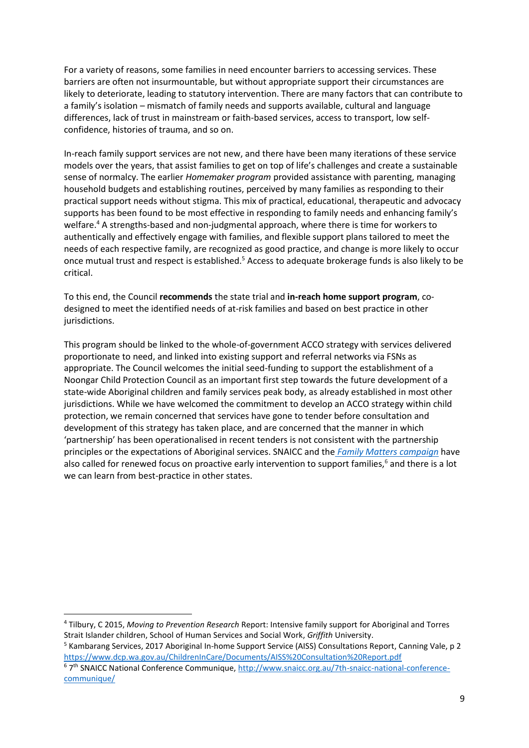For a variety of reasons, some families in need encounter barriers to accessing services. These barriers are often not insurmountable, but without appropriate support their circumstances are likely to deteriorate, leading to statutory intervention. There are many factors that can contribute to a family's isolation – mismatch of family needs and supports available, cultural and language differences, lack of trust in mainstream or faith-based services, access to transport, low self-confidence, histories of trauma, and so on.

In-reach family support services are not new, and there have been many iterations of these service models over the years, that assist families to get on top of life's challenges and create a sustainable sense of normalcy. The earlier *Homemaker program* provided assistance with parenting, managing household budgets and establishing routines, perceived by many families as responding to their practical support needs without stigma. This mix of practical, educational, therapeutic and advocacy supports has been found to be most effective in responding to family needs and enhancing family's welfare.[4] A strengths-based and non-judgmental approach, where there is time for workers to authentically and effectively engage with families, and flexible support plans tailored to meet the needs of each respective family, are recognized as good practice, and change is more likely to occur once mutual trust and respect is established.[5] Access to adequate brokerage funds is also likely to be critical.

To this end, the Council **recommends** the state trial and **in-reach home support program**, co-designed to meet the identified needs of at-risk families and based on best practice in other jurisdictions.

This program should be linked to the whole-of-government ACCO strategy with services delivered proportionate to need, and linked into existing support and referral networks via FSNs as appropriate. The Council welcomes the initial seed-funding to support the establishment of a Noongar Child Protection Council as an important first step towards the future development of a state-wide Aboriginal children and family services peak body, as already established in most other jurisdictions. While we have welcomed the commitment to develop an ACCO strategy within child protection, we remain concerned that services have gone to tender before consultation and development of this strategy has taken place, and are concerned that the manner in which 'partnership' has been operationalised in recent tenders is not consistent with the partnership principles or the expectations of Aboriginal services. SNAICC and the *Family Matters campaign* have also called for renewed focus on proactive early intervention to support families,[6] and there is a lot we can learn from best-practice in other states.

---

[4] Tilbury, C 2015, *Moving to Prevention Research* Report: Intensive family support for Aboriginal and Torres Strait Islander children, School of Human Services and Social Work, *Griffith* University.

[5] Kambarang Services, 2017 Aboriginal In-home Support Service (AISS) Consultations Report, Canning Vale, p 2 https://www.dcp.wa.gov.au/ChildrenInCare/Documents/AISS%20Consultation%20Report.pdf

[6] 7th SNAICC National Conference Communique, http://www.snaicc.org.au/7th-snaicc-national-conference-communique/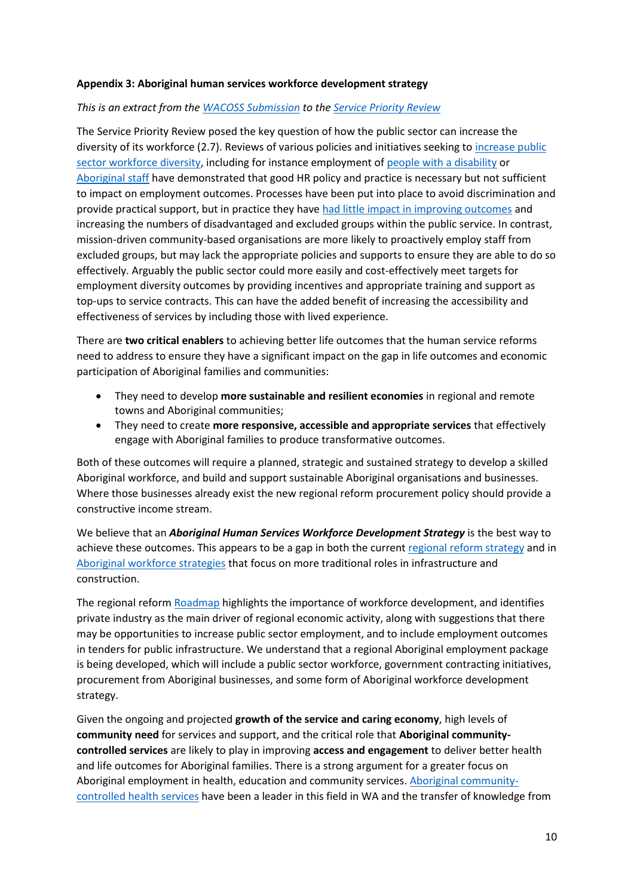**Appendix 3: Aboriginal human services workforce development strategy**

*This is an extract from the WACOSS Submission to the Service Priority Review*

The Service Priority Review posed the key question of how the public sector can increase the diversity of its workforce (2.7). Reviews of various policies and initiatives seeking to increase public sector workforce diversity, including for instance employment of people with a disability or Aboriginal staff have demonstrated that good HR policy and practice is necessary but not sufficient to impact on employment outcomes. Processes have been put into place to avoid discrimination and provide practical support, but in practice they have had little impact in improving outcomes and increasing the numbers of disadvantaged and excluded groups within the public service. In contrast, mission-driven community-based organisations are more likely to proactively employ staff from excluded groups, but may lack the appropriate policies and supports to ensure they are able to do so effectively. Arguably the public sector could more easily and cost-effectively meet targets for employment diversity outcomes by providing incentives and appropriate training and support as top-ups to service contracts. This can have the added benefit of increasing the accessibility and effectiveness of services by including those with lived experience.

There are **two critical enablers** to achieving better life outcomes that the human service reforms need to address to ensure they have a significant impact on the gap in life outcomes and economic participation of Aboriginal families and communities:

- They need to develop **more sustainable and resilient economies** in regional and remote towns and Aboriginal communities;
- They need to create **more responsive, accessible and appropriate services** that effectively engage with Aboriginal families to produce transformative outcomes.

Both of these outcomes will require a planned, strategic and sustained strategy to develop a skilled Aboriginal workforce, and build and support sustainable Aboriginal organisations and businesses. Where those businesses already exist the new regional reform procurement policy should provide a constructive income stream.

We believe that an ***Aboriginal Human Services Workforce Development Strategy*** is the best way to achieve these outcomes. This appears to be a gap in both the current regional reform strategy and in Aboriginal workforce strategies that focus on more traditional roles in infrastructure and construction.

The regional reform Roadmap highlights the importance of workforce development, and identifies private industry as the main driver of regional economic activity, along with suggestions that there may be opportunities to increase public sector employment, and to include employment outcomes in tenders for public infrastructure. We understand that a regional Aboriginal employment package is being developed, which will include a public sector workforce, government contracting initiatives, procurement from Aboriginal businesses, and some form of Aboriginal workforce development strategy.

Given the ongoing and projected **growth of the service and caring economy**, high levels of **community need** for services and support, and the critical role that **Aboriginal community-controlled services** are likely to play in improving **access and engagement** to deliver better health and life outcomes for Aboriginal families. There is a strong argument for a greater focus on Aboriginal employment in health, education and community services. Aboriginal community-controlled health services have been a leader in this field in WA and the transfer of knowledge from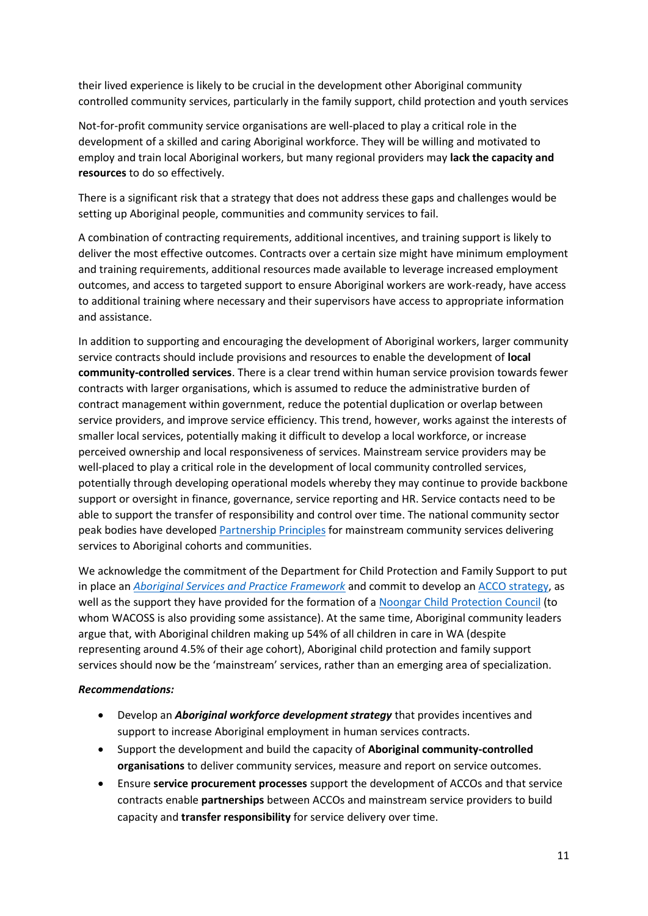their lived experience is likely to be crucial in the development other Aboriginal community controlled community services, particularly in the family support, child protection and youth services

Not-for-profit community service organisations are well-placed to play a critical role in the development of a skilled and caring Aboriginal workforce. They will be willing and motivated to employ and train local Aboriginal workers, but many regional providers may **lack the capacity and resources** to do so effectively.

There is a significant risk that a strategy that does not address these gaps and challenges would be setting up Aboriginal people, communities and community services to fail.

A combination of contracting requirements, additional incentives, and training support is likely to deliver the most effective outcomes. Contracts over a certain size might have minimum employment and training requirements, additional resources made available to leverage increased employment outcomes, and access to targeted support to ensure Aboriginal workers are work-ready, have access to additional training where necessary and their supervisors have access to appropriate information and assistance.

In addition to supporting and encouraging the development of Aboriginal workers, larger community service contracts should include provisions and resources to enable the development of **local community-controlled services**. There is a clear trend within human service provision towards fewer contracts with larger organisations, which is assumed to reduce the administrative burden of contract management within government, reduce the potential duplication or overlap between service providers, and improve service efficiency. This trend, however, works against the interests of smaller local services, potentially making it difficult to develop a local workforce, or increase perceived ownership and local responsiveness of services. Mainstream service providers may be well-placed to play a critical role in the development of local community controlled services, potentially through developing operational models whereby they may continue to provide backbone support or oversight in finance, governance, service reporting and HR. Service contacts need to be able to support the transfer of responsibility and control over time. The national community sector peak bodies have developed Partnership Principles for mainstream community services delivering services to Aboriginal cohorts and communities.

We acknowledge the commitment of the Department for Child Protection and Family Support to put in place an *Aboriginal Services and Practice Framework* and commit to develop an ACCO strategy, as well as the support they have provided for the formation of a Noongar Child Protection Council (to whom WACOSS is also providing some assistance). At the same time, Aboriginal community leaders argue that, with Aboriginal children making up 54% of all children in care in WA (despite representing around 4.5% of their age cohort), Aboriginal child protection and family support services should now be the 'mainstream' services, rather than an emerging area of specialization.

***Recommendations:***

- Develop an ***Aboriginal workforce development strategy*** that provides incentives and support to increase Aboriginal employment in human services contracts.
- Support the development and build the capacity of **Aboriginal community-controlled organisations** to deliver community services, measure and report on service outcomes.
- Ensure **service procurement processes** support the development of ACCOs and that service contracts enable **partnerships** between ACCOs and mainstream service providers to build capacity and **transfer responsibility** for service delivery over time.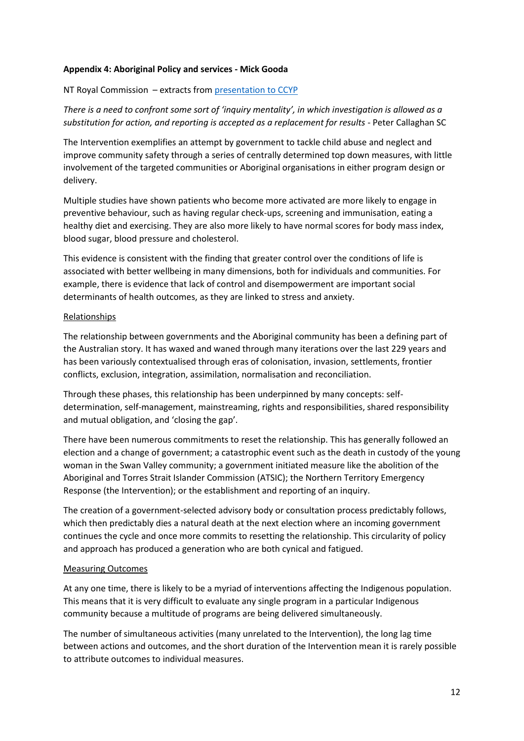**Appendix 4: Aboriginal Policy and services - Mick Gooda**

NT Royal Commission – extracts from [presentation to CCYP](presentation to CCYP)

*There is a need to confront some sort of 'inquiry mentality', in which investigation is allowed as a substitution for action, and reporting is accepted as a replacement for results* - Peter Callaghan SC

The Intervention exemplifies an attempt by government to tackle child abuse and neglect and improve community safety through a series of centrally determined top down measures, with little involvement of the targeted communities or Aboriginal organisations in either program design or delivery.

Multiple studies have shown patients who become more activated are more likely to engage in preventive behaviour, such as having regular check-ups, screening and immunisation, eating a healthy diet and exercising. They are also more likely to have normal scores for body mass index, blood sugar, blood pressure and cholesterol.

This evidence is consistent with the finding that greater control over the conditions of life is associated with better wellbeing in many dimensions, both for individuals and communities. For example, there is evidence that lack of control and disempowerment are important social determinants of health outcomes, as they are linked to stress and anxiety.

<u>Relationships</u>

The relationship between governments and the Aboriginal community has been a defining part of the Australian story. It has waxed and waned through many iterations over the last 229 years and has been variously contextualised through eras of colonisation, invasion, settlements, frontier conflicts, exclusion, integration, assimilation, normalisation and reconciliation.

Through these phases, this relationship has been underpinned by many concepts: self-determination, self-management, mainstreaming, rights and responsibilities, shared responsibility and mutual obligation, and 'closing the gap'.

There have been numerous commitments to reset the relationship. This has generally followed an election and a change of government; a catastrophic event such as the death in custody of the young woman in the Swan Valley community; a government initiated measure like the abolition of the Aboriginal and Torres Strait Islander Commission (ATSIC); the Northern Territory Emergency Response (the Intervention); or the establishment and reporting of an inquiry.

The creation of a government-selected advisory body or consultation process predictably follows, which then predictably dies a natural death at the next election where an incoming government continues the cycle and once more commits to resetting the relationship. This circularity of policy and approach has produced a generation who are both cynical and fatigued.

<u>Measuring Outcomes</u>

At any one time, there is likely to be a myriad of interventions affecting the Indigenous population. This means that it is very difficult to evaluate any single program in a particular Indigenous community because a multitude of programs are being delivered simultaneously.

The number of simultaneous activities (many unrelated to the Intervention), the long lag time between actions and outcomes, and the short duration of the Intervention mean it is rarely possible to attribute outcomes to individual measures.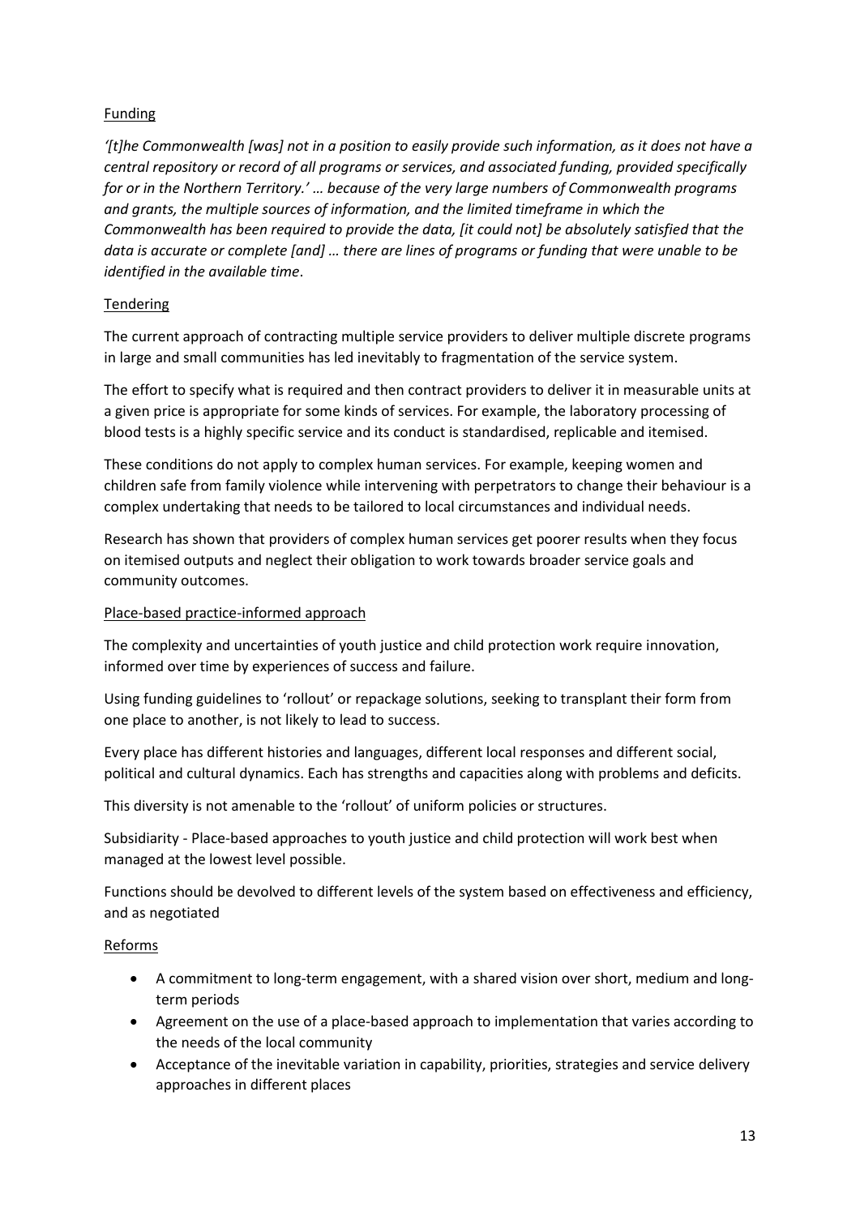Funding

*'[t]he Commonwealth [was] not in a position to easily provide such information, as it does not have a central repository or record of all programs or services, and associated funding, provided specifically for or in the Northern Territory.' … because of the very large numbers of Commonwealth programs and grants, the multiple sources of information, and the limited timeframe in which the Commonwealth has been required to provide the data, [it could not] be absolutely satisfied that the data is accurate or complete [and] … there are lines of programs or funding that were unable to be identified in the available time*.

Tendering

The current approach of contracting multiple service providers to deliver multiple discrete programs in large and small communities has led inevitably to fragmentation of the service system.

The effort to specify what is required and then contract providers to deliver it in measurable units at a given price is appropriate for some kinds of services. For example, the laboratory processing of blood tests is a highly specific service and its conduct is standardised, replicable and itemised.

These conditions do not apply to complex human services. For example, keeping women and children safe from family violence while intervening with perpetrators to change their behaviour is a complex undertaking that needs to be tailored to local circumstances and individual needs.

Research has shown that providers of complex human services get poorer results when they focus on itemised outputs and neglect their obligation to work towards broader service goals and community outcomes.

Place-based practice-informed approach

The complexity and uncertainties of youth justice and child protection work require innovation, informed over time by experiences of success and failure.

Using funding guidelines to 'rollout' or repackage solutions, seeking to transplant their form from one place to another, is not likely to lead to success.

Every place has different histories and languages, different local responses and different social, political and cultural dynamics. Each has strengths and capacities along with problems and deficits.

This diversity is not amenable to the 'rollout' of uniform policies or structures.

Subsidiarity - Place-based approaches to youth justice and child protection will work best when managed at the lowest level possible.

Functions should be devolved to different levels of the system based on effectiveness and efficiency, and as negotiated

Reforms

- A commitment to long-term engagement, with a shared vision over short, medium and long-term periods
- Agreement on the use of a place-based approach to implementation that varies according to the needs of the local community
- Acceptance of the inevitable variation in capability, priorities, strategies and service delivery approaches in different places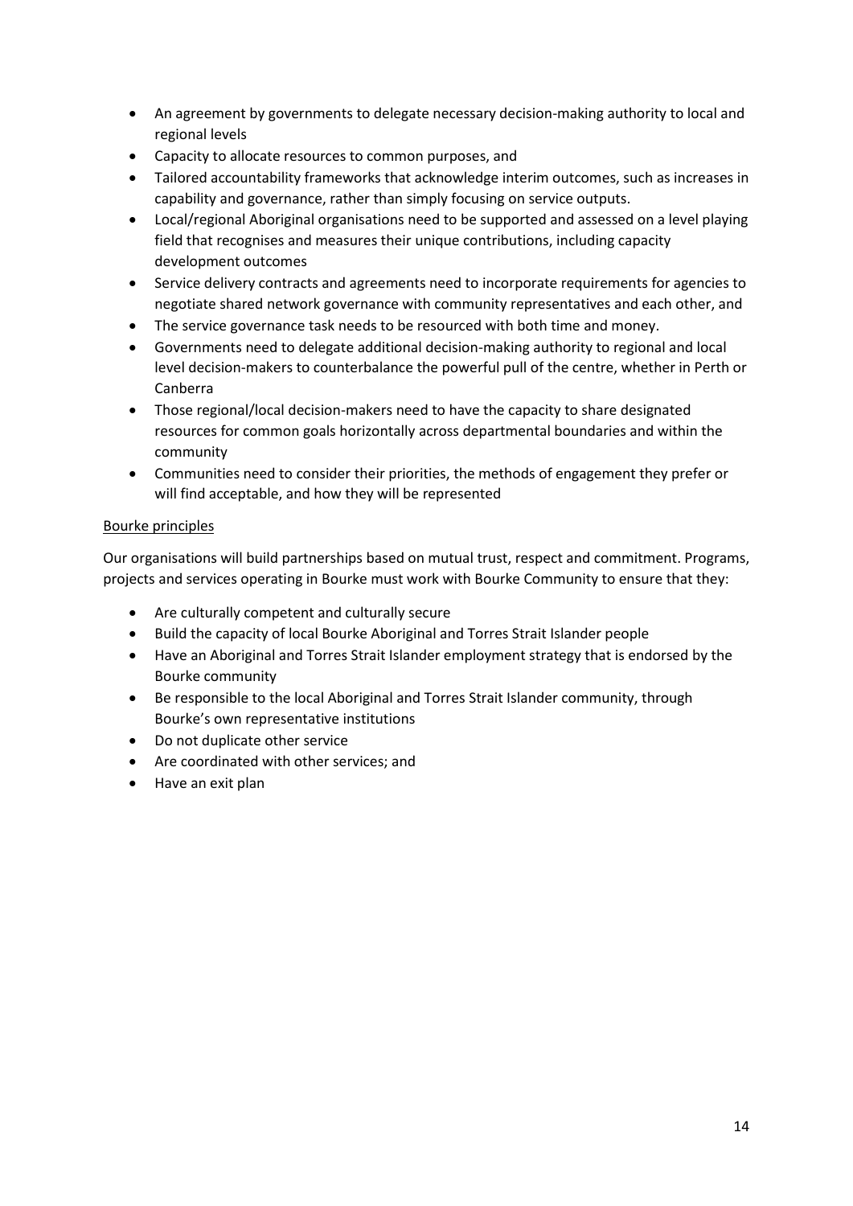- An agreement by governments to delegate necessary decision-making authority to local and regional levels
- Capacity to allocate resources to common purposes, and
- Tailored accountability frameworks that acknowledge interim outcomes, such as increases in capability and governance, rather than simply focusing on service outputs.
- Local/regional Aboriginal organisations need to be supported and assessed on a level playing field that recognises and measures their unique contributions, including capacity development outcomes
- Service delivery contracts and agreements need to incorporate requirements for agencies to negotiate shared network governance with community representatives and each other, and
- The service governance task needs to be resourced with both time and money.
- Governments need to delegate additional decision-making authority to regional and local level decision-makers to counterbalance the powerful pull of the centre, whether in Perth or Canberra
- Those regional/local decision-makers need to have the capacity to share designated resources for common goals horizontally across departmental boundaries and within the community
- Communities need to consider their priorities, the methods of engagement they prefer or will find acceptable, and how they will be represented

<u>Bourke principles</u>

Our organisations will build partnerships based on mutual trust, respect and commitment. Programs, projects and services operating in Bourke must work with Bourke Community to ensure that they:

- Are culturally competent and culturally secure
- Build the capacity of local Bourke Aboriginal and Torres Strait Islander people
- Have an Aboriginal and Torres Strait Islander employment strategy that is endorsed by the Bourke community
- Be responsible to the local Aboriginal and Torres Strait Islander community, through Bourke's own representative institutions
- Do not duplicate other service
- Are coordinated with other services; and
- Have an exit plan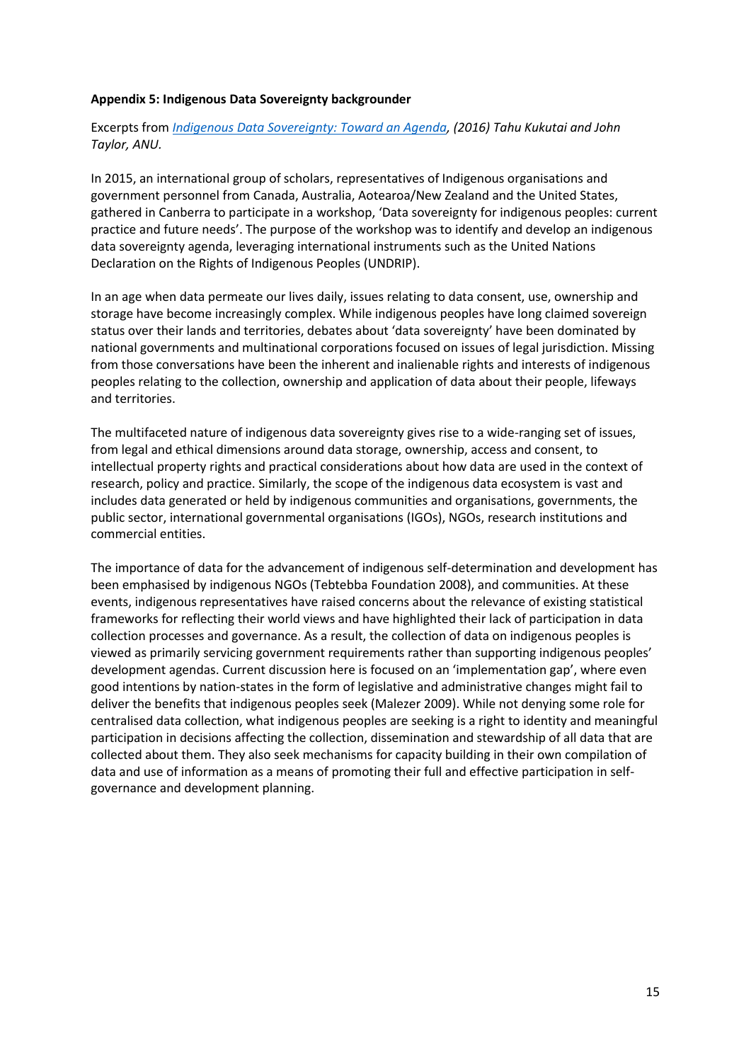**Appendix 5: Indigenous Data Sovereignty backgrounder**

Excerpts from *Indigenous Data Sovereignty: Toward an Agenda, (2016) Tahu Kukutai and John Taylor, ANU.*

In 2015, an international group of scholars, representatives of Indigenous organisations and government personnel from Canada, Australia, Aotearoa/New Zealand and the United States, gathered in Canberra to participate in a workshop, 'Data sovereignty for indigenous peoples: current practice and future needs'. The purpose of the workshop was to identify and develop an indigenous data sovereignty agenda, leveraging international instruments such as the United Nations Declaration on the Rights of Indigenous Peoples (UNDRIP).

In an age when data permeate our lives daily, issues relating to data consent, use, ownership and storage have become increasingly complex. While indigenous peoples have long claimed sovereign status over their lands and territories, debates about 'data sovereignty' have been dominated by national governments and multinational corporations focused on issues of legal jurisdiction. Missing from those conversations have been the inherent and inalienable rights and interests of indigenous peoples relating to the collection, ownership and application of data about their people, lifeways and territories.

The multifaceted nature of indigenous data sovereignty gives rise to a wide-ranging set of issues, from legal and ethical dimensions around data storage, ownership, access and consent, to intellectual property rights and practical considerations about how data are used in the context of research, policy and practice. Similarly, the scope of the indigenous data ecosystem is vast and includes data generated or held by indigenous communities and organisations, governments, the public sector, international governmental organisations (IGOs), NGOs, research institutions and commercial entities.

The importance of data for the advancement of indigenous self-determination and development has been emphasised by indigenous NGOs (Tebtebba Foundation 2008), and communities. At these events, indigenous representatives have raised concerns about the relevance of existing statistical frameworks for reflecting their world views and have highlighted their lack of participation in data collection processes and governance. As a result, the collection of data on indigenous peoples is viewed as primarily servicing government requirements rather than supporting indigenous peoples' development agendas. Current discussion here is focused on an 'implementation gap', where even good intentions by nation-states in the form of legislative and administrative changes might fail to deliver the benefits that indigenous peoples seek (Malezer 2009). While not denying some role for centralised data collection, what indigenous peoples are seeking is a right to identity and meaningful participation in decisions affecting the collection, dissemination and stewardship of all data that are collected about them. They also seek mechanisms for capacity building in their own compilation of data and use of information as a means of promoting their full and effective participation in self-governance and development planning.